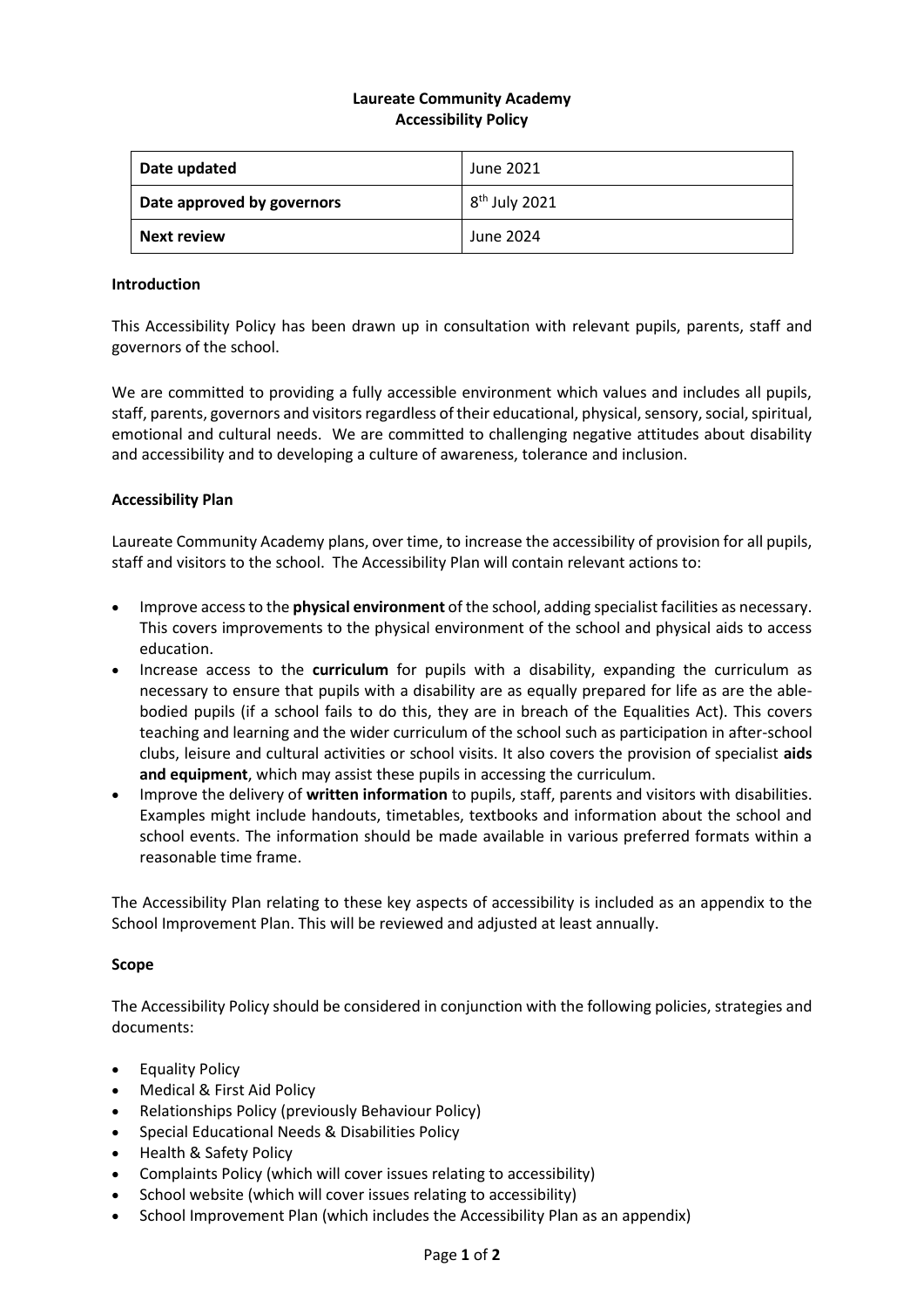**Laureate Community Academy**
**Accessibility Policy**

| Date updated | June 2021 |
| --- | --- |
| **Date approved by governors** | 8th July 2021 |
| **Next review** | June 2024 |

**Introduction**

This Accessibility Policy has been drawn up in consultation with relevant pupils, parents, staff and governors of the school.

We are committed to providing a fully accessible environment which values and includes all pupils, staff, parents, governors and visitors regardless of their educational, physical, sensory, social, spiritual, emotional and cultural needs. We are committed to challenging negative attitudes about disability and accessibility and to developing a culture of awareness, tolerance and inclusion.

**Accessibility Plan**

Laureate Community Academy plans, over time, to increase the accessibility of provision for all pupils, staff and visitors to the school. The Accessibility Plan will contain relevant actions to:

- Improve access to the **physical environment** of the school, adding specialist facilities as necessary. This covers improvements to the physical environment of the school and physical aids to access education.
- Increase access to the **curriculum** for pupils with a disability, expanding the curriculum as necessary to ensure that pupils with a disability are as equally prepared for life as are the able-bodied pupils (if a school fails to do this, they are in breach of the Equalities Act). This covers teaching and learning and the wider curriculum of the school such as participation in after-school clubs, leisure and cultural activities or school visits. It also covers the provision of specialist **aids and equipment**, which may assist these pupils in accessing the curriculum.
- Improve the delivery of **written information** to pupils, staff, parents and visitors with disabilities. Examples might include handouts, timetables, textbooks and information about the school and school events. The information should be made available in various preferred formats within a reasonable time frame.

The Accessibility Plan relating to these key aspects of accessibility is included as an appendix to the School Improvement Plan. This will be reviewed and adjusted at least annually.

**Scope**

The Accessibility Policy should be considered in conjunction with the following policies, strategies and documents:

- Equality Policy
- Medical & First Aid Policy
- Relationships Policy (previously Behaviour Policy)
- Special Educational Needs & Disabilities Policy
- Health & Safety Policy
- Complaints Policy (which will cover issues relating to accessibility)
- School website (which will cover issues relating to accessibility)
- School Improvement Plan (which includes the Accessibility Plan as an appendix)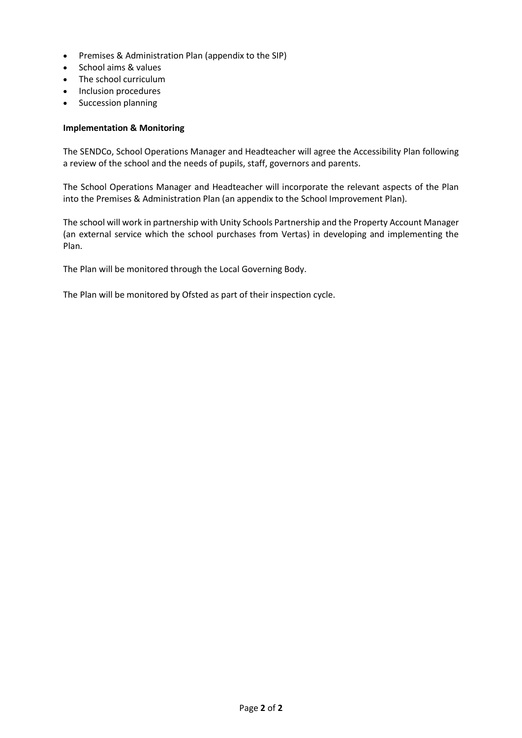- Premises & Administration Plan (appendix to the SIP)
- School aims & values
- The school curriculum
- Inclusion procedures
- Succession planning

**Implementation & Monitoring**

The SENDCo, School Operations Manager and Headteacher will agree the Accessibility Plan following a review of the school and the needs of pupils, staff, governors and parents.

The School Operations Manager and Headteacher will incorporate the relevant aspects of the Plan into the Premises & Administration Plan (an appendix to the School Improvement Plan).

The school will work in partnership with Unity Schools Partnership and the Property Account Manager (an external service which the school purchases from Vertas) in developing and implementing the Plan.

The Plan will be monitored through the Local Governing Body.

The Plan will be monitored by Ofsted as part of their inspection cycle.